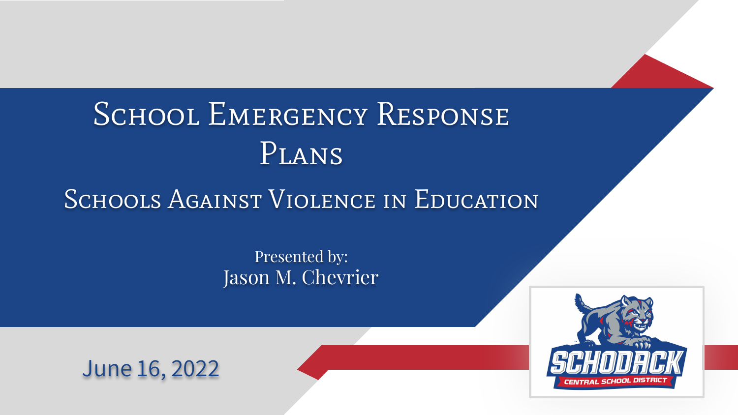# School Emergency Response Plans

## Schools Against Violence in Education

Presented by:
Jason M. Chevrier

June 16, 2022

SCHODACK
CENTRAL SCHOOL DISTRICT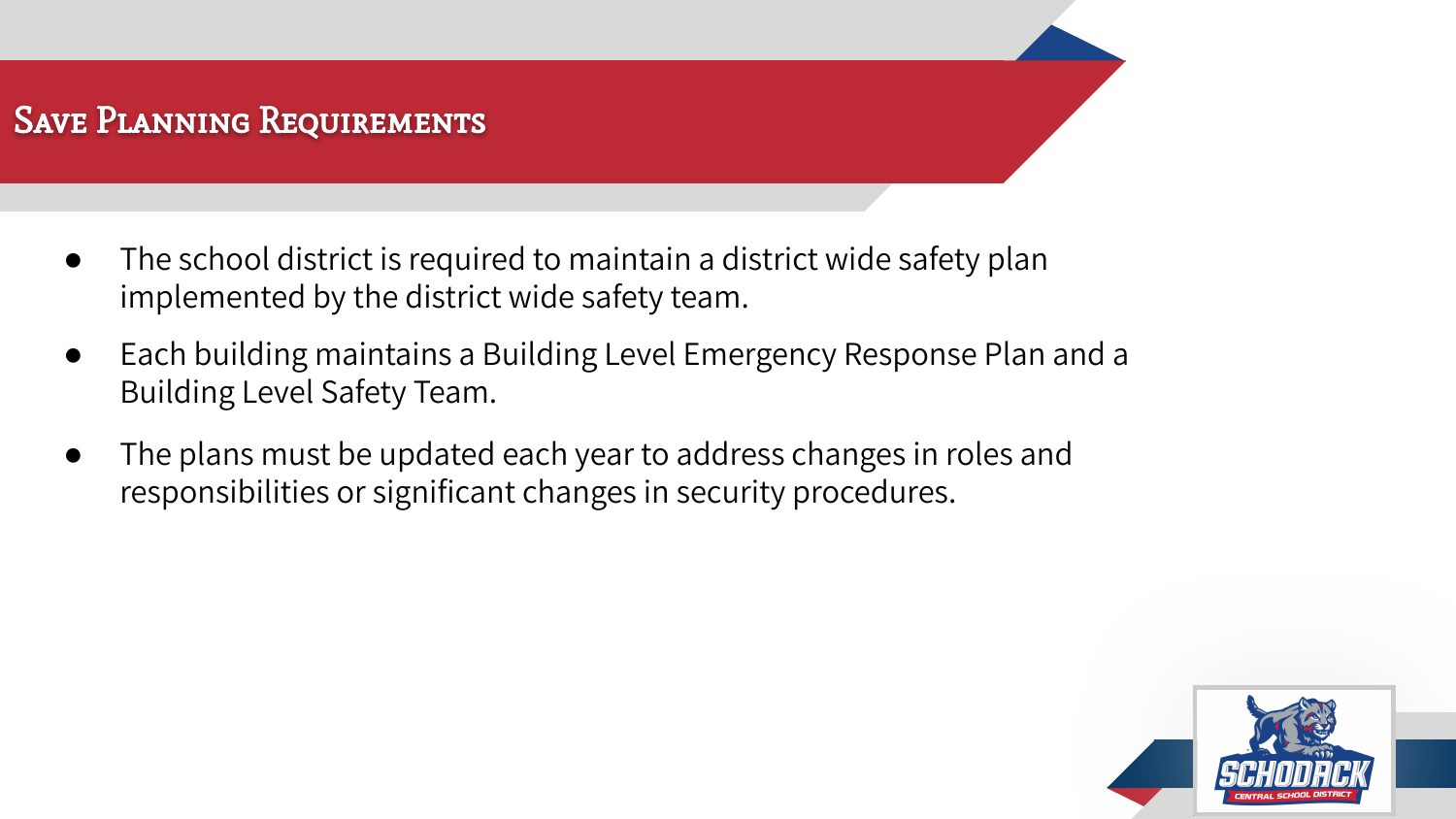# Save Planning Requirements

- The school district is required to maintain a district wide safety plan implemented by the district wide safety team.
- Each building maintains a Building Level Emergency Response Plan and a Building Level Safety Team.
- The plans must be updated each year to address changes in roles and responsibilities or significant changes in security procedures.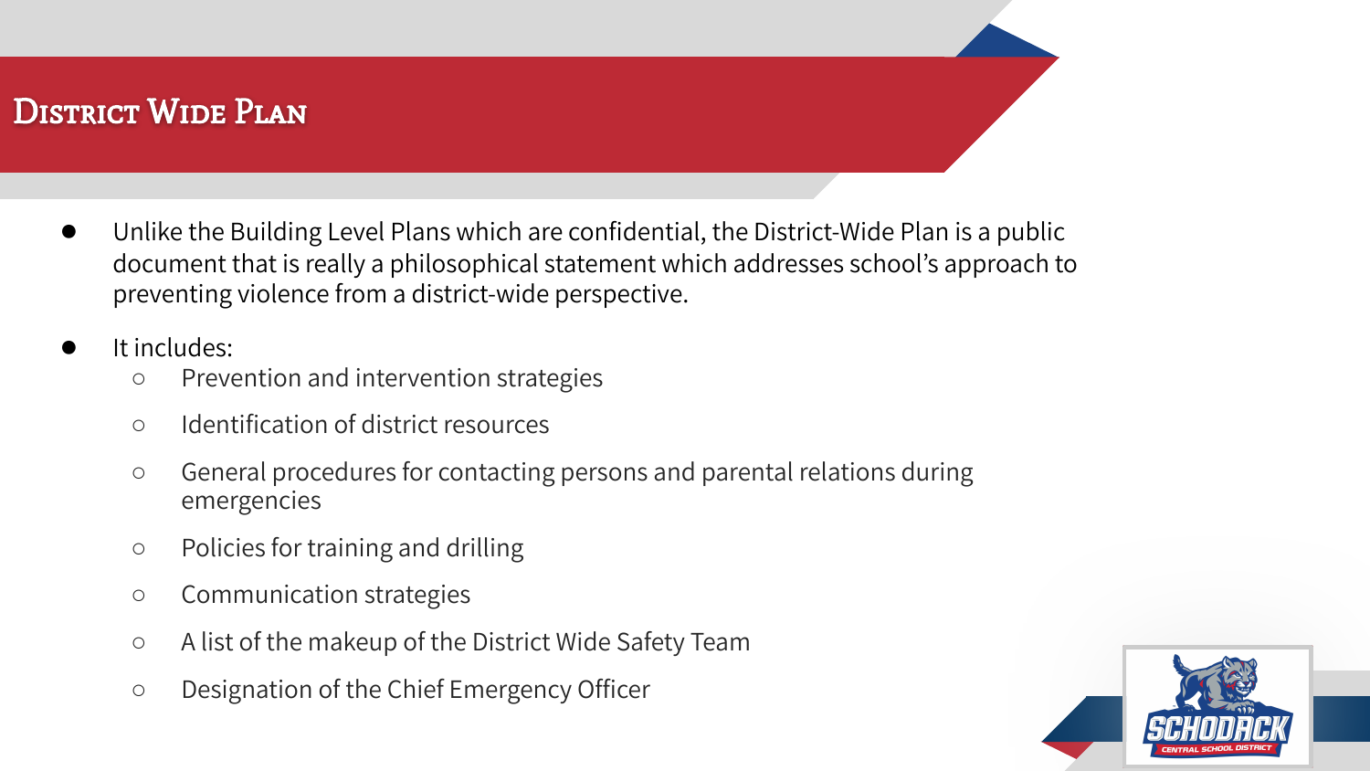# District Wide Plan

- Unlike the Building Level Plans which are confidential, the District-Wide Plan is a public document that is really a philosophical statement which addresses school's approach to preventing violence from a district-wide perspective.
- It includes:
  - Prevention and intervention strategies
  - Identification of district resources
  - General procedures for contacting persons and parental relations during emergencies
  - Policies for training and drilling
  - Communication strategies
  - A list of the makeup of the District Wide Safety Team
  - Designation of the Chief Emergency Officer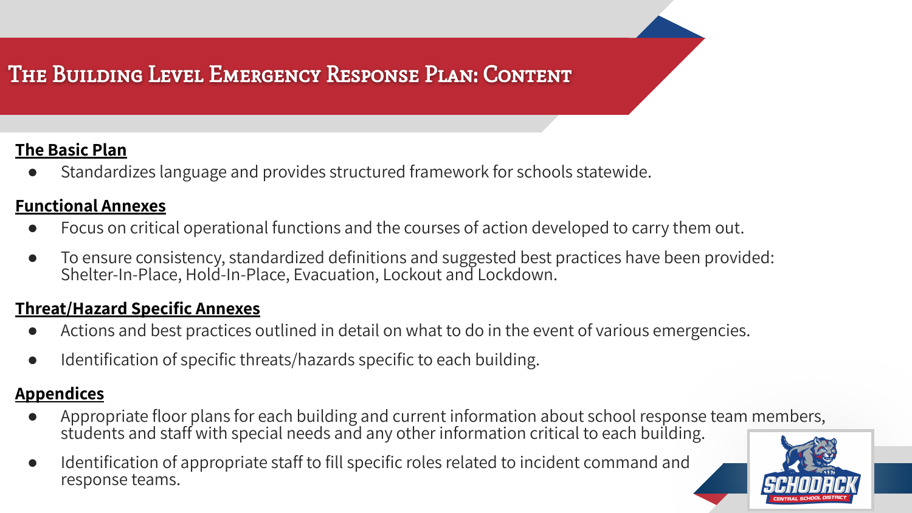# The Building Level Emergency Response Plan: Content

**The Basic Plan**

- Standardizes language and provides structured framework for schools statewide.

**Functional Annexes**

- Focus on critical operational functions and the courses of action developed to carry them out.
- To ensure consistency, standardized definitions and suggested best practices have been provided: Shelter-In-Place, Hold-In-Place, Evacuation, Lockout and Lockdown.

**Threat/Hazard Specific Annexes**

- Actions and best practices outlined in detail on what to do in the event of various emergencies.
- Identification of specific threats/hazards specific to each building.

**Appendices**

- Appropriate floor plans for each building and current information about school response team members, students and staff with special needs and any other information critical to each building.
- Identification of appropriate staff to fill specific roles related to incident command and response teams.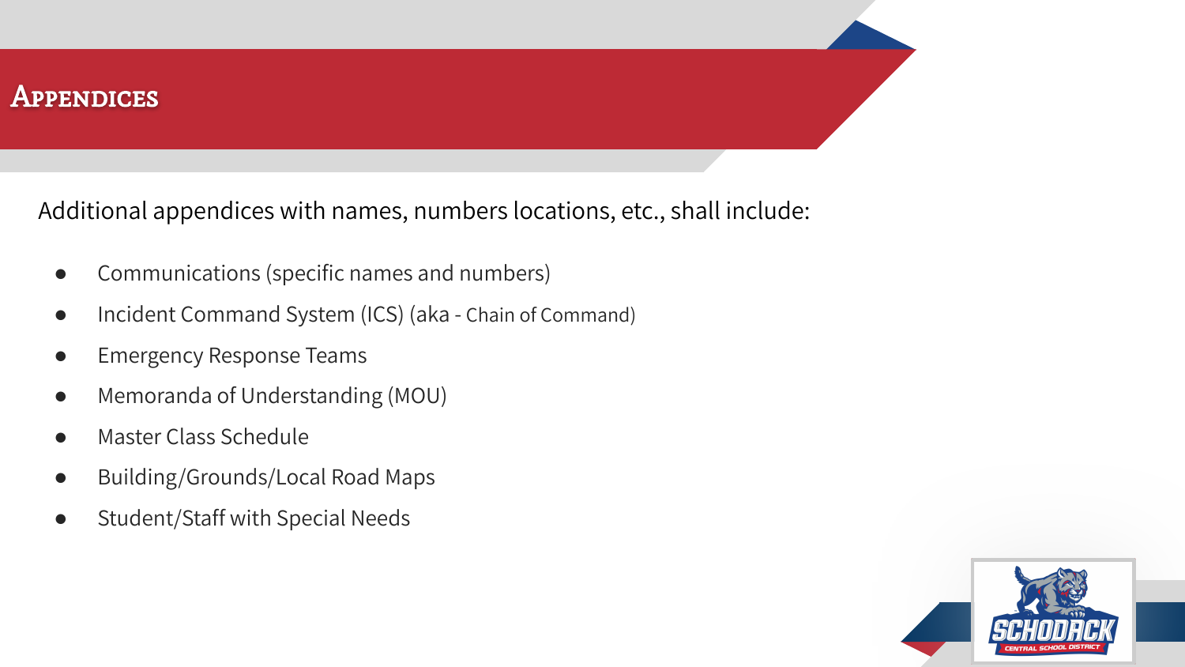# Appendices

Additional appendices with names, numbers locations, etc., shall include:

- Communications (specific names and numbers)
- Incident Command System (ICS) (aka - Chain of Command)
- Emergency Response Teams
- Memoranda of Understanding (MOU)
- Master Class Schedule
- Building/Grounds/Local Road Maps
- Student/Staff with Special Needs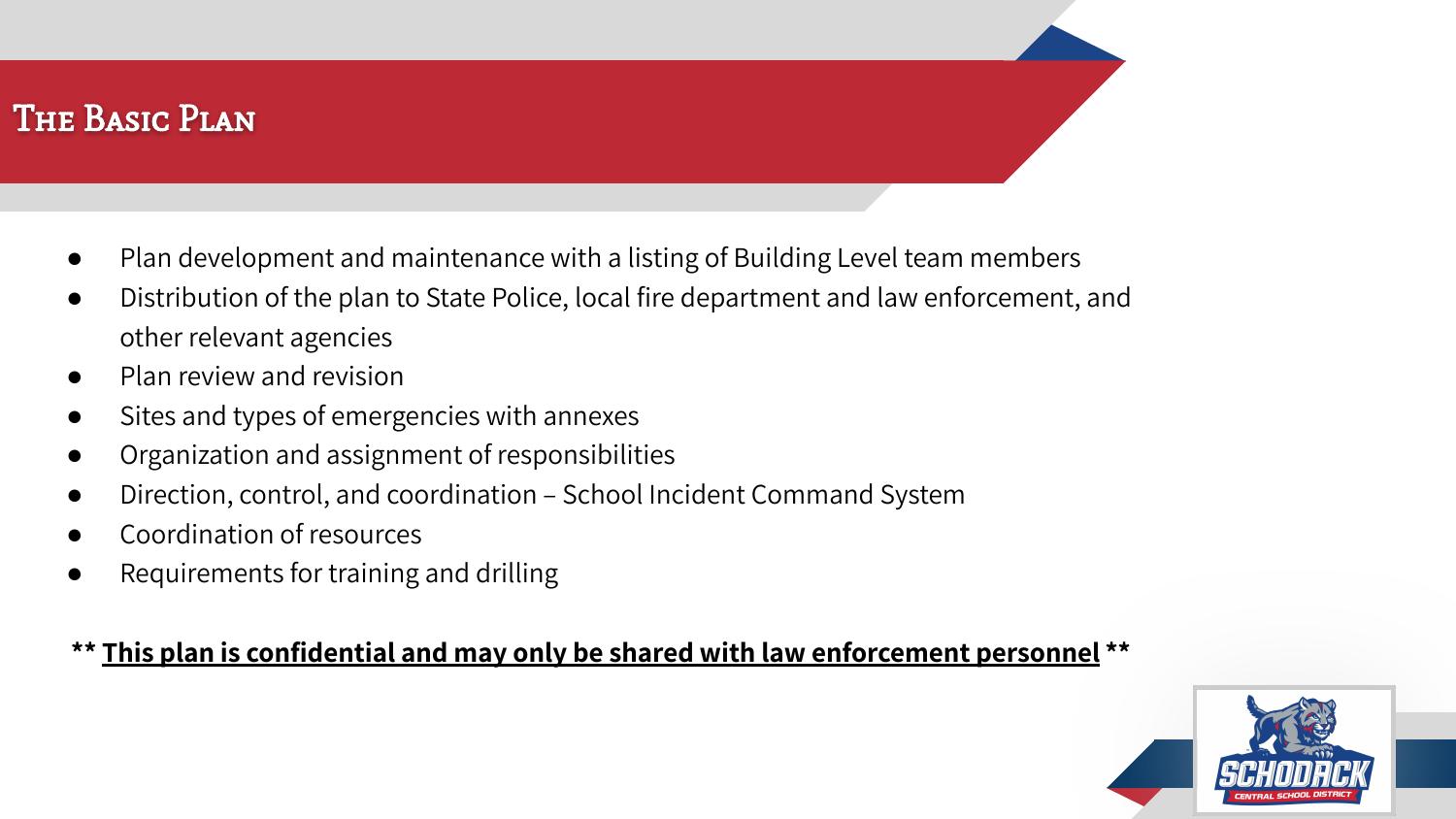# The Basic Plan

- Plan development and maintenance with a listing of Building Level team members
- Distribution of the plan to State Police, local fire department and law enforcement, and other relevant agencies
- Plan review and revision
- Sites and types of emergencies with annexes
- Organization and assignment of responsibilities
- Direction, control, and coordination – School Incident Command System
- Coordination of resources
- Requirements for training and drilling

**\*\* <u>This plan is confidential and may only be shared with law enforcement personnel</u> \*\***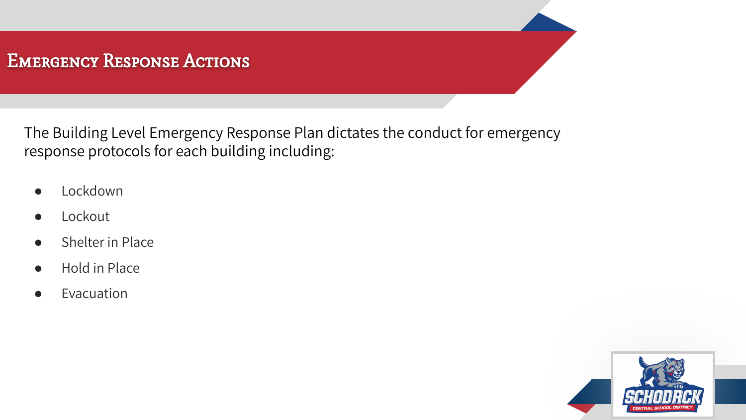# Emergency Response Actions

The Building Level Emergency Response Plan dictates the conduct for emergency response protocols for each building including:

- Lockdown
- Lockout
- Shelter in Place
- Hold in Place
- Evacuation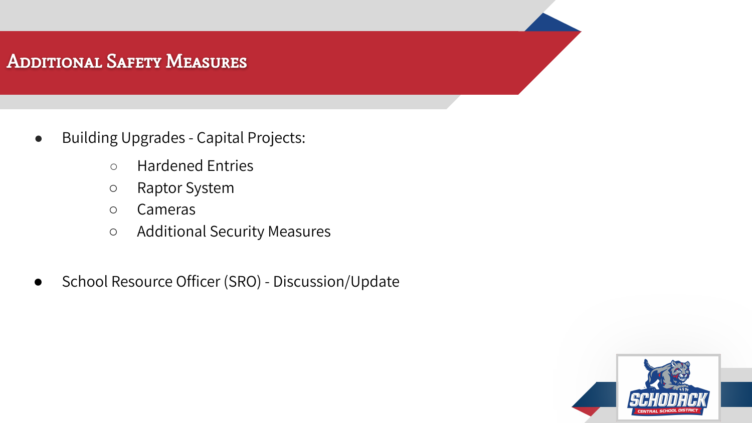# Additional Safety Measures

- Building Upgrades - Capital Projects:
  - Hardened Entries
  - Raptor System
  - Cameras
  - Additional Security Measures

- School Resource Officer (SRO) - Discussion/Update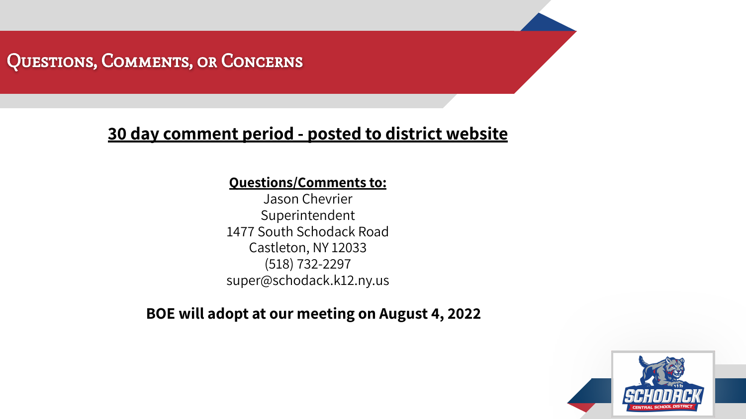# Questions, Comments, or Concerns

**30 day comment period - posted to district website**

**Questions/Comments to:**

Jason Chevrier
Superintendent
1477 South Schodack Road
Castleton, NY 12033
(518) 732-2297
super@schodack.k12.ny.us

**BOE will adopt at our meeting on August 4, 2022**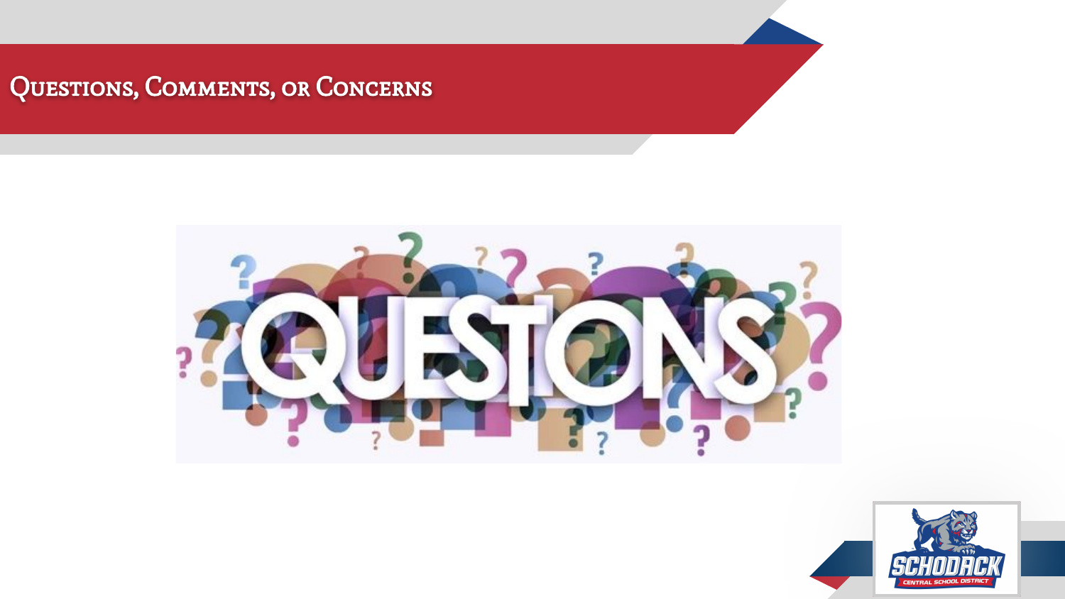# Questions, Comments, or Concerns